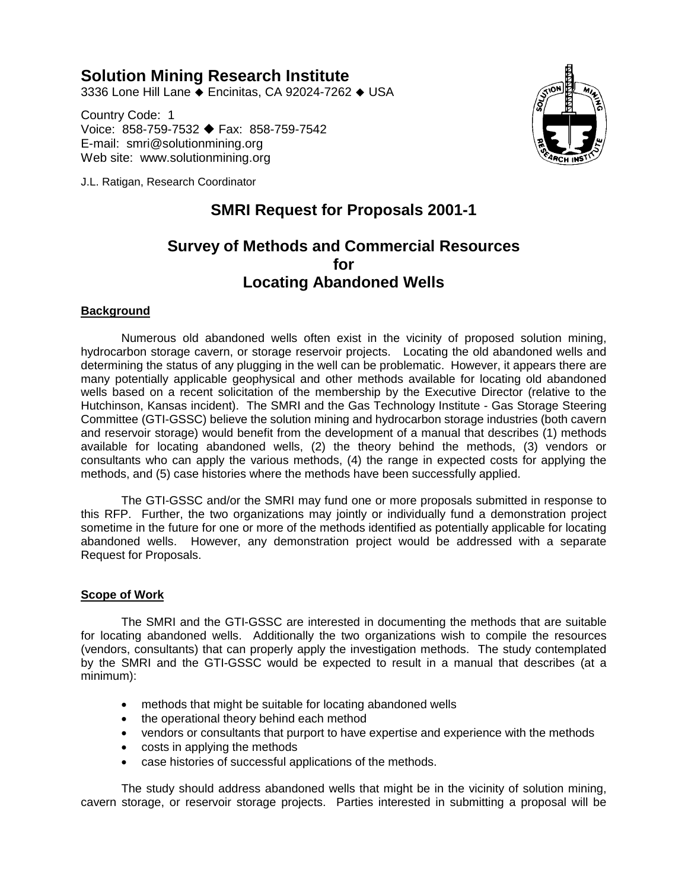# Solution Mining Research Institute

3336 Lone Hill Lane ◆ Encinitas, CA 92024-7262 ◆ USA

Country Code: 1
Voice: 858-759-7532 ◆ Fax: 858-759-7542
E-mail: smri@solutionmining.org
Web site: www.solutionmining.org

J.L. Ratigan, Research Coordinator

## SMRI Request for Proposals 2001-1

## Survey of Methods and Commercial Resources for Locating Abandoned Wells

**Background**

Numerous old abandoned wells often exist in the vicinity of proposed solution mining, hydrocarbon storage cavern, or storage reservoir projects. Locating the old abandoned wells and determining the status of any plugging in the well can be problematic. However, it appears there are many potentially applicable geophysical and other methods available for locating old abandoned wells based on a recent solicitation of the membership by the Executive Director (relative to the Hutchinson, Kansas incident). The SMRI and the Gas Technology Institute - Gas Storage Steering Committee (GTI-GSSC) believe the solution mining and hydrocarbon storage industries (both cavern and reservoir storage) would benefit from the development of a manual that describes (1) methods available for locating abandoned wells, (2) the theory behind the methods, (3) vendors or consultants who can apply the various methods, (4) the range in expected costs for applying the methods, and (5) case histories where the methods have been successfully applied.

The GTI-GSSC and/or the SMRI may fund one or more proposals submitted in response to this RFP. Further, the two organizations may jointly or individually fund a demonstration project sometime in the future for one or more of the methods identified as potentially applicable for locating abandoned wells. However, any demonstration project would be addressed with a separate Request for Proposals.

**Scope of Work**

The SMRI and the GTI-GSSC are interested in documenting the methods that are suitable for locating abandoned wells. Additionally the two organizations wish to compile the resources (vendors, consultants) that can properly apply the investigation methods. The study contemplated by the SMRI and the GTI-GSSC would be expected to result in a manual that describes (at a minimum):

- methods that might be suitable for locating abandoned wells
- the operational theory behind each method
- vendors or consultants that purport to have expertise and experience with the methods
- costs in applying the methods
- case histories of successful applications of the methods.

The study should address abandoned wells that might be in the vicinity of solution mining, cavern storage, or reservoir storage projects. Parties interested in submitting a proposal will be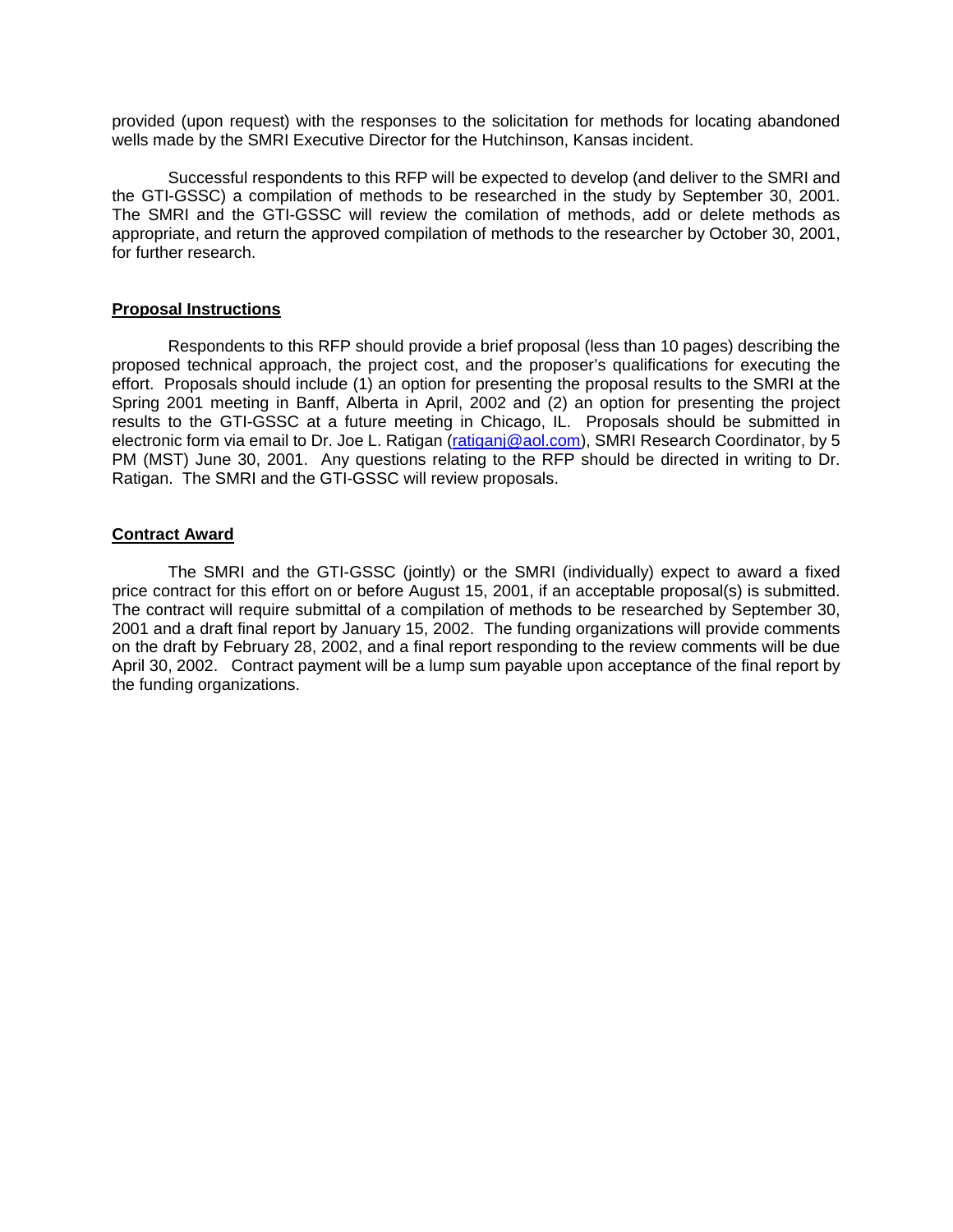provided (upon request) with the responses to the solicitation for methods for locating abandoned wells made by the SMRI Executive Director for the Hutchinson, Kansas incident.

Successful respondents to this RFP will be expected to develop (and deliver to the SMRI and the GTI-GSSC) a compilation of methods to be researched in the study by September 30, 2001. The SMRI and the GTI-GSSC will review the comilation of methods, add or delete methods as appropriate, and return the approved compilation of methods to the researcher by October 30, 2001, for further research.

## Proposal Instructions

Respondents to this RFP should provide a brief proposal (less than 10 pages) describing the proposed technical approach, the project cost, and the proposer's qualifications for executing the effort. Proposals should include (1) an option for presenting the proposal results to the SMRI at the Spring 2001 meeting in Banff, Alberta in April, 2002 and (2) an option for presenting the project results to the GTI-GSSC at a future meeting in Chicago, IL. Proposals should be submitted in electronic form via email to Dr. Joe L. Ratigan (ratiganj@aol.com), SMRI Research Coordinator, by 5 PM (MST) June 30, 2001. Any questions relating to the RFP should be directed in writing to Dr. Ratigan. The SMRI and the GTI-GSSC will review proposals.

## Contract Award

The SMRI and the GTI-GSSC (jointly) or the SMRI (individually) expect to award a fixed price contract for this effort on or before August 15, 2001, if an acceptable proposal(s) is submitted. The contract will require submittal of a compilation of methods to be researched by September 30, 2001 and a draft final report by January 15, 2002. The funding organizations will provide comments on the draft by February 28, 2002, and a final report responding to the review comments will be due April 30, 2002. Contract payment will be a lump sum payable upon acceptance of the final report by the funding organizations.